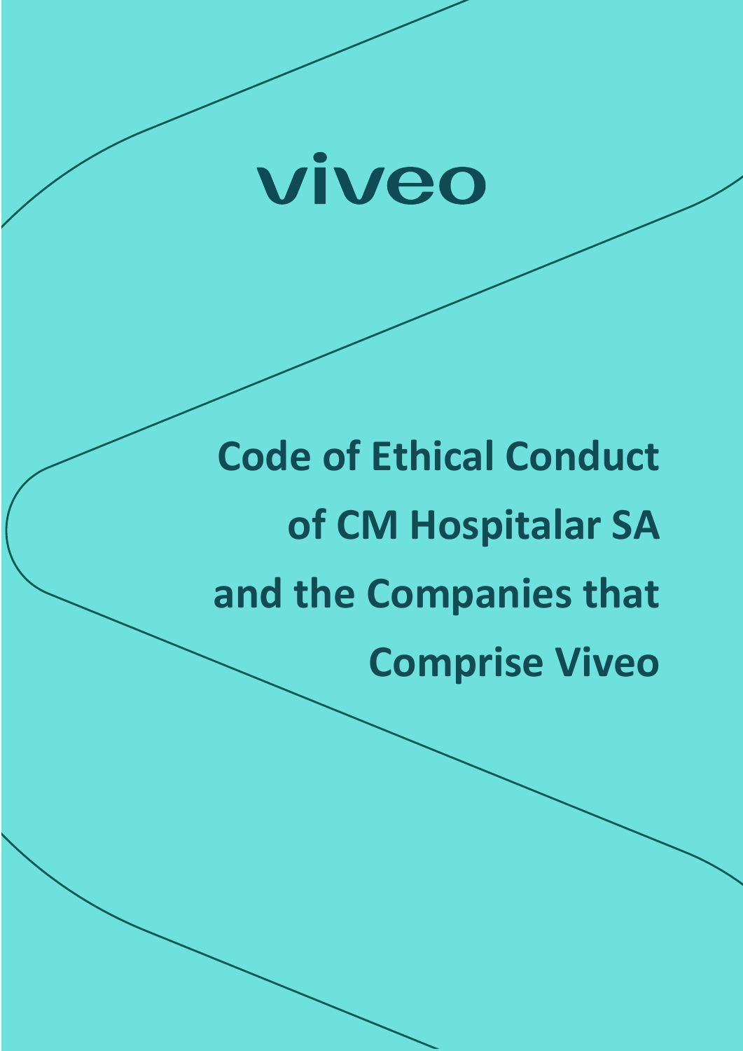viveo

# Code of Ethical Conduct of CM Hospitalar SA and the Companies that Comprise Viveo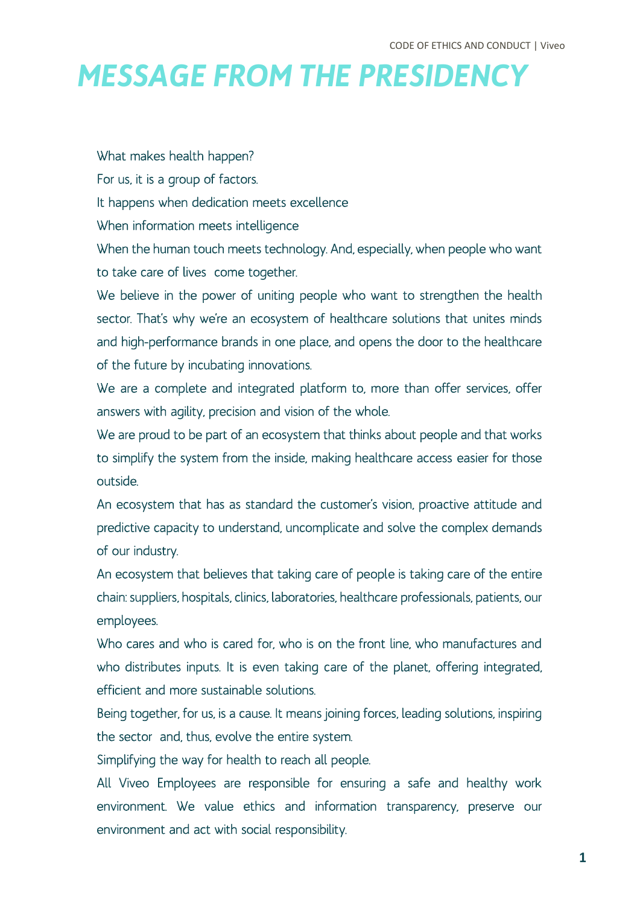# MESSAGE FROM THE PRESIDENCY

What makes health happen?

For us, it is a group of factors.

It happens when dedication meets excellence

When information meets intelligence

When the human touch meets technology. And, especially, when people who want to take care of lives come together.

We believe in the power of uniting people who want to strengthen the health sector. That's why we're an ecosystem of healthcare solutions that unites minds and high-performance brands in one place, and opens the door to the healthcare of the future by incubating innovations.

We are a complete and integrated platform to, more than offer services, offer answers with agility, precision and vision of the whole.

We are proud to be part of an ecosystem that thinks about people and that works to simplify the system from the inside, making healthcare access easier for those outside.

An ecosystem that has as standard the customer's vision, proactive attitude and predictive capacity to understand, uncomplicate and solve the complex demands of our industry.

An ecosystem that believes that taking care of people is taking care of the entire chain: suppliers, hospitals, clinics, laboratories, healthcare professionals, patients, our employees.

Who cares and who is cared for, who is on the front line, who manufactures and who distributes inputs. It is even taking care of the planet, offering integrated, efficient and more sustainable solutions.

Being together, for us, is a cause. It means joining forces, leading solutions, inspiring the sector and, thus, evolve the entire system.

Simplifying the way for health to reach all people.

All Viveo Employees are responsible for ensuring a safe and healthy work environment. We value ethics and information transparency, preserve our environment and act with social responsibility.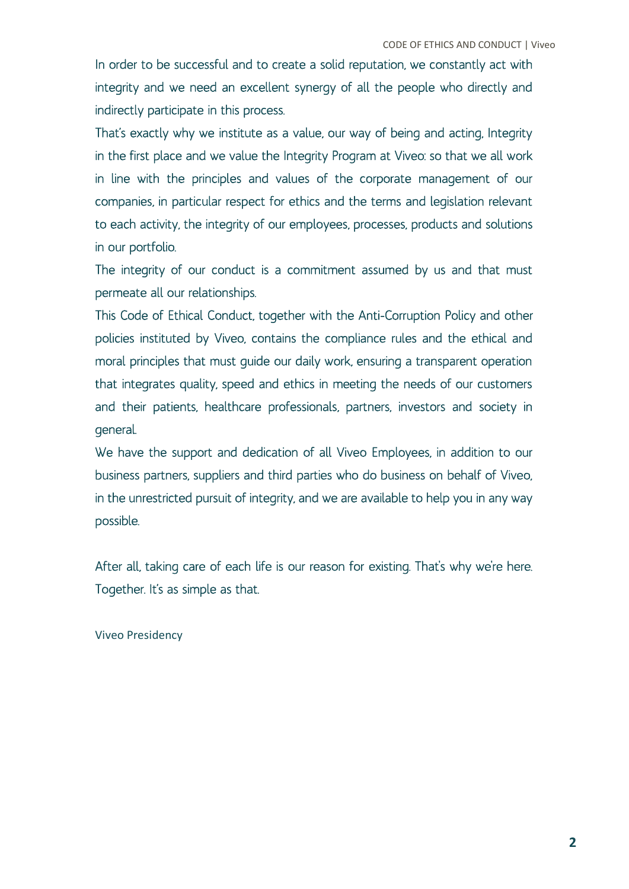In order to be successful and to create a solid reputation, we constantly act with integrity and we need an excellent synergy of all the people who directly and indirectly participate in this process.

That's exactly why we institute as a value, our way of being and acting, Integrity in the first place and we value the Integrity Program at Viveo: so that we all work in line with the principles and values of the corporate management of our companies, in particular respect for ethics and the terms and legislation relevant to each activity, the integrity of our employees, processes, products and solutions in our portfolio.

The integrity of our conduct is a commitment assumed by us and that must permeate all our relationships.

This Code of Ethical Conduct, together with the Anti-Corruption Policy and other policies instituted by Viveo, contains the compliance rules and the ethical and moral principles that must guide our daily work, ensuring a transparent operation that integrates quality, speed and ethics in meeting the needs of our customers and their patients, healthcare professionals, partners, investors and society in general.

We have the support and dedication of all Viveo Employees, in addition to our business partners, suppliers and third parties who do business on behalf of Viveo, in the unrestricted pursuit of integrity, and we are available to help you in any way possible.

After all, taking care of each life is our reason for existing. That's why we're here. Together. It's as simple as that.

Viveo Presidency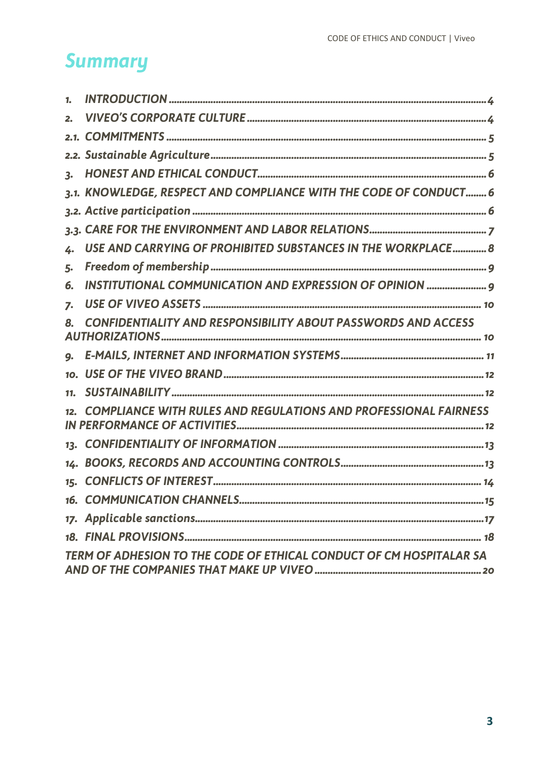# Summary

1. INTRODUCTION ..... 4
2. VIVEO'S CORPORATE CULTURE ..... 4
   - 2.1. COMMITMENTS ..... 5
   - 2.2. Sustainable Agriculture ..... 5
3. HONEST AND ETHICAL CONDUCT ..... 6
   - 3.1. KNOWLEDGE, RESPECT AND COMPLIANCE WITH THE CODE OF CONDUCT ..... 6
   - 3.2. Active participation ..... 6
   - 3.3. CARE FOR THE ENVIRONMENT AND LABOR RELATIONS ..... 7
4. USE AND CARRYING OF PROHIBITED SUBSTANCES IN THE WORKPLACE ..... 8
5. Freedom of membership ..... 9
6. INSTITUTIONAL COMMUNICATION AND EXPRESSION OF OPINION ..... 9
7. USE OF VIVEO ASSETS ..... 10
8. CONFIDENTIALITY AND RESPONSIBILITY ABOUT PASSWORDS AND ACCESS AUTHORIZATIONS ..... 10
9. E-MAILS, INTERNET AND INFORMATION SYSTEMS ..... 11
10. USE OF THE VIVEO BRAND ..... 12
11. SUSTAINABILITY ..... 12
12. COMPLIANCE WITH RULES AND REGULATIONS AND PROFESSIONAL FAIRNESS IN PERFORMANCE OF ACTIVITIES ..... 12
13. CONFIDENTIALITY OF INFORMATION ..... 13
14. BOOKS, RECORDS AND ACCOUNTING CONTROLS ..... 13
15. CONFLICTS OF INTEREST ..... 14
16. COMMUNICATION CHANNELS ..... 15
17. Applicable sanctions ..... 17
18. FINAL PROVISIONS ..... 18

TERM OF ADHESION TO THE CODE OF ETHICAL CONDUCT OF CM HOSPITALAR SA AND OF THE COMPANIES THAT MAKE UP VIVEO ..... 20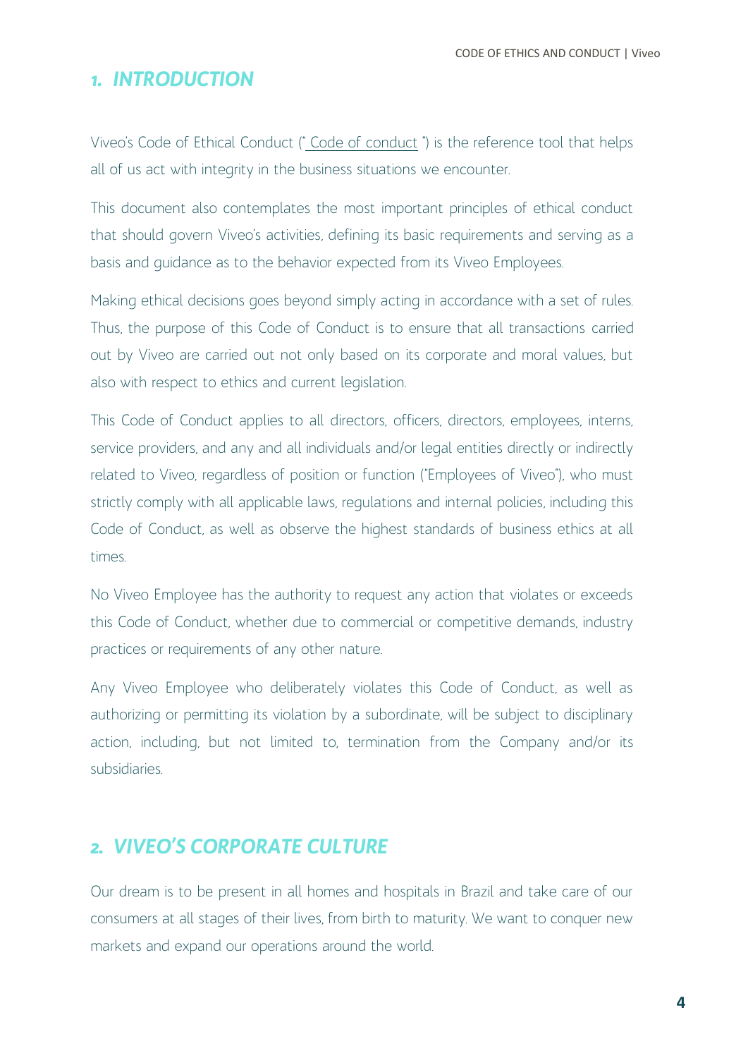## *1. INTRODUCTION*

Viveo's Code of Ethical Conduct (" Code of conduct ") is the reference tool that helps all of us act with integrity in the business situations we encounter.

This document also contemplates the most important principles of ethical conduct that should govern Viveo's activities, defining its basic requirements and serving as a basis and guidance as to the behavior expected from its Viveo Employees.

Making ethical decisions goes beyond simply acting in accordance with a set of rules. Thus, the purpose of this Code of Conduct is to ensure that all transactions carried out by Viveo are carried out not only based on its corporate and moral values, but also with respect to ethics and current legislation.

This Code of Conduct applies to all directors, officers, directors, employees, interns, service providers, and any and all individuals and/or legal entities directly or indirectly related to Viveo, regardless of position or function ("Employees of Viveo"), who must strictly comply with all applicable laws, regulations and internal policies, including this Code of Conduct, as well as observe the highest standards of business ethics at all times.

No Viveo Employee has the authority to request any action that violates or exceeds this Code of Conduct, whether due to commercial or competitive demands, industry practices or requirements of any other nature.

Any Viveo Employee who deliberately violates this Code of Conduct, as well as authorizing or permitting its violation by a subordinate, will be subject to disciplinary action, including, but not limited to, termination from the Company and/or its subsidiaries.

## *2. VIVEO'S CORPORATE CULTURE*

Our dream is to be present in all homes and hospitals in Brazil and take care of our consumers at all stages of their lives, from birth to maturity. We want to conquer new markets and expand our operations around the world.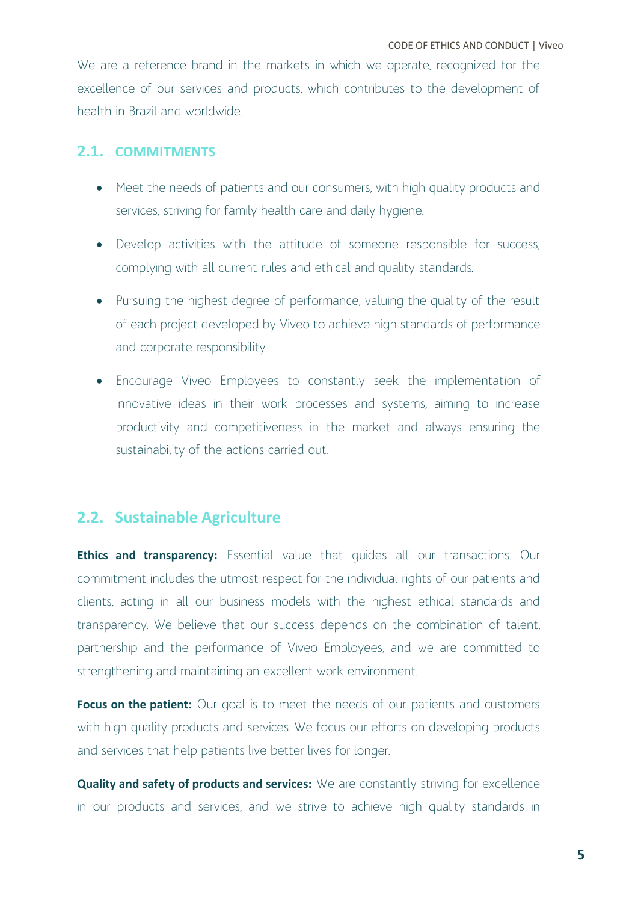We are a reference brand in the markets in which we operate, recognized for the excellence of our services and products, which contributes to the development of health in Brazil and worldwide.

## 2.1. COMMITMENTS

- Meet the needs of patients and our consumers, with high quality products and services, striving for family health care and daily hygiene.
- Develop activities with the attitude of someone responsible for success, complying with all current rules and ethical and quality standards.
- Pursuing the highest degree of performance, valuing the quality of the result of each project developed by Viveo to achieve high standards of performance and corporate responsibility.
- Encourage Viveo Employees to constantly seek the implementation of innovative ideas in their work processes and systems, aiming to increase productivity and competitiveness in the market and always ensuring the sustainability of the actions carried out.

## 2.2. Sustainable Agriculture

**Ethics and transparency:** Essential value that guides all our transactions. Our commitment includes the utmost respect for the individual rights of our patients and clients, acting in all our business models with the highest ethical standards and transparency. We believe that our success depends on the combination of talent, partnership and the performance of Viveo Employees, and we are committed to strengthening and maintaining an excellent work environment.

**Focus on the patient:** Our goal is to meet the needs of our patients and customers with high quality products and services. We focus our efforts on developing products and services that help patients live better lives for longer.

**Quality and safety of products and services:** We are constantly striving for excellence in our products and services, and we strive to achieve high quality standards in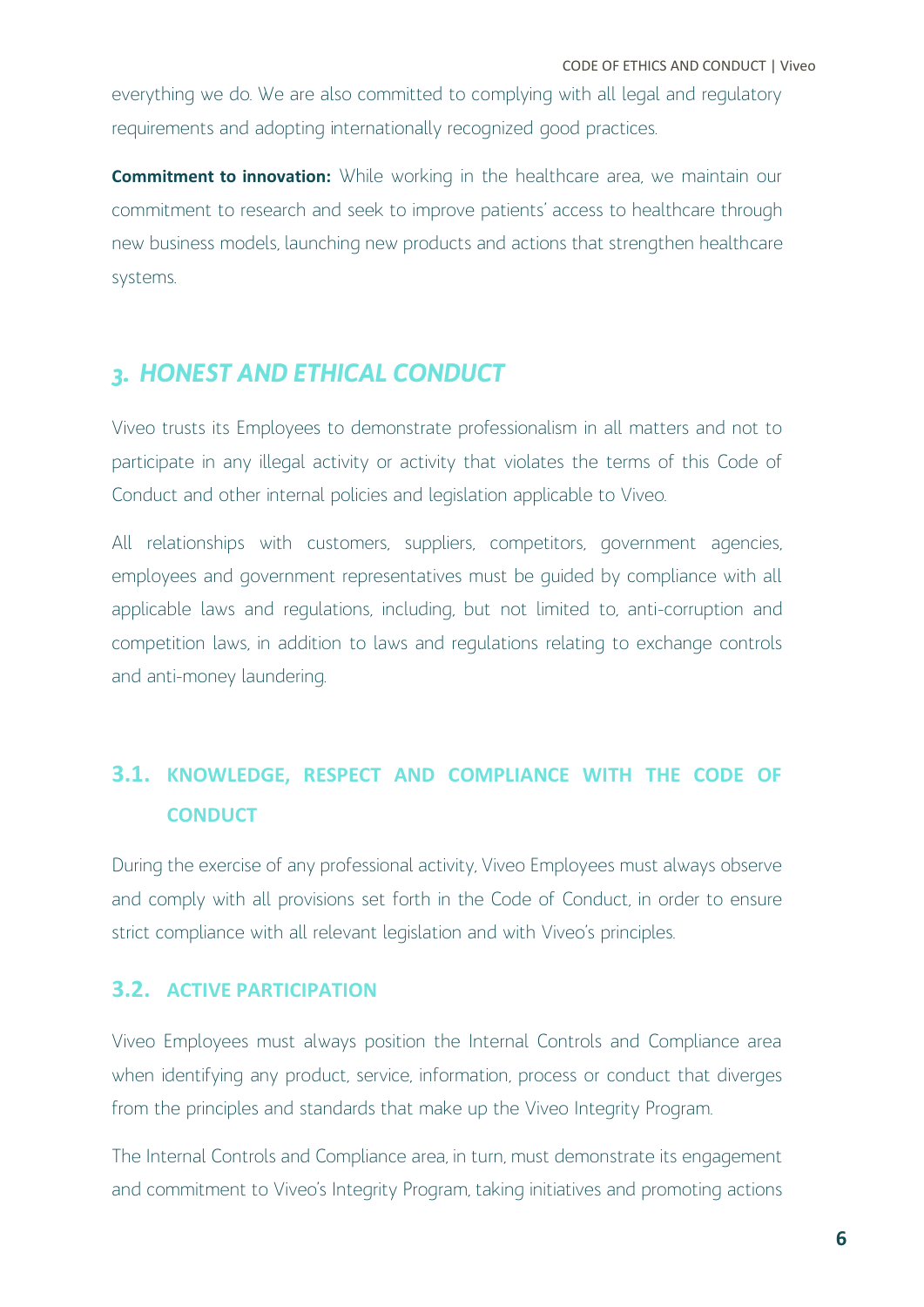everything we do. We are also committed to complying with all legal and regulatory requirements and adopting internationally recognized good practices.

**Commitment to innovation:** While working in the healthcare area, we maintain our commitment to research and seek to improve patients' access to healthcare through new business models, launching new products and actions that strengthen healthcare systems.

## 3. *HONEST AND ETHICAL CONDUCT*

Viveo trusts its Employees to demonstrate professionalism in all matters and not to participate in any illegal activity or activity that violates the terms of this Code of Conduct and other internal policies and legislation applicable to Viveo.

All relationships with customers, suppliers, competitors, government agencies, employees and government representatives must be guided by compliance with all applicable laws and regulations, including, but not limited to, anti-corruption and competition laws, in addition to laws and regulations relating to exchange controls and anti-money laundering.

### 3.1. KNOWLEDGE, RESPECT AND COMPLIANCE WITH THE CODE OF CONDUCT

During the exercise of any professional activity, Viveo Employees must always observe and comply with all provisions set forth in the Code of Conduct, in order to ensure strict compliance with all relevant legislation and with Viveo's principles.

### 3.2. ACTIVE PARTICIPATION

Viveo Employees must always position the Internal Controls and Compliance area when identifying any product, service, information, process or conduct that diverges from the principles and standards that make up the Viveo Integrity Program.

The Internal Controls and Compliance area, in turn, must demonstrate its engagement and commitment to Viveo's Integrity Program, taking initiatives and promoting actions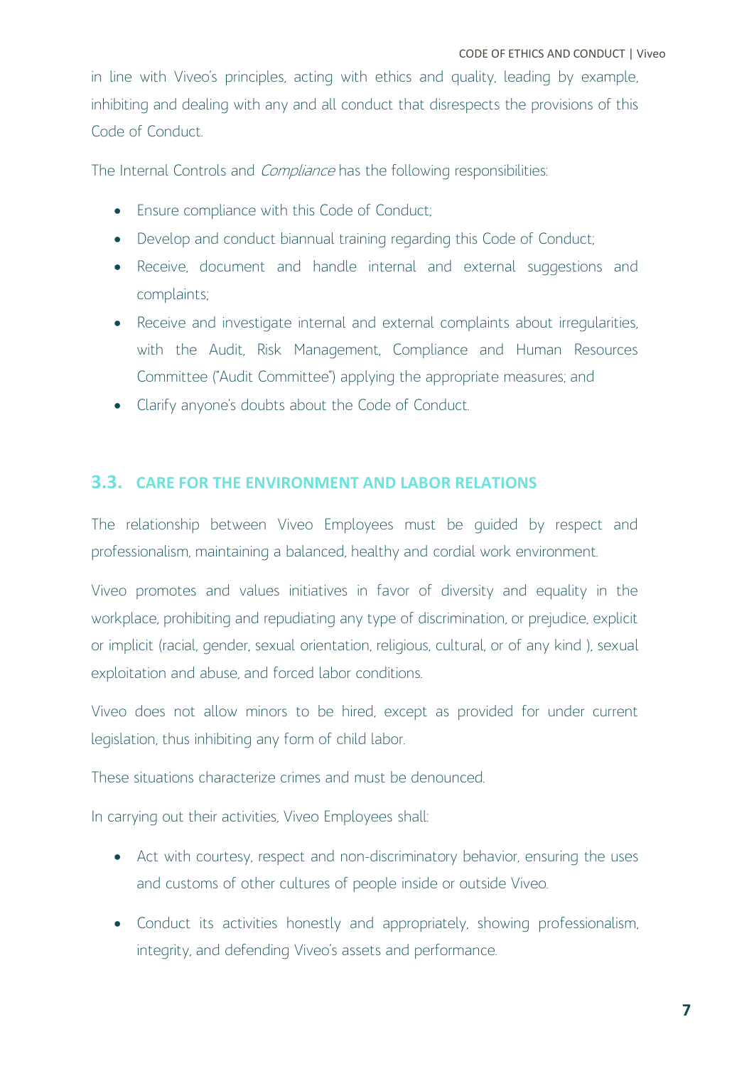in line with Viveo's principles, acting with ethics and quality, leading by example, inhibiting and dealing with any and all conduct that disrespects the provisions of this Code of Conduct.

The Internal Controls and *Compliance* has the following responsibilities:

- Ensure compliance with this Code of Conduct;
- Develop and conduct biannual training regarding this Code of Conduct;
- Receive, document and handle internal and external suggestions and complaints;
- Receive and investigate internal and external complaints about irregularities, with the Audit, Risk Management, Compliance and Human Resources Committee ("Audit Committee") applying the appropriate measures; and
- Clarify anyone's doubts about the Code of Conduct.

## 3.3. CARE FOR THE ENVIRONMENT AND LABOR RELATIONS

The relationship between Viveo Employees must be guided by respect and professionalism, maintaining a balanced, healthy and cordial work environment.

Viveo promotes and values initiatives in favor of diversity and equality in the workplace, prohibiting and repudiating any type of discrimination, or prejudice, explicit or implicit (racial, gender, sexual orientation, religious, cultural, or of any kind ), sexual exploitation and abuse, and forced labor conditions.

Viveo does not allow minors to be hired, except as provided for under current legislation, thus inhibiting any form of child labor.

These situations characterize crimes and must be denounced.

In carrying out their activities, Viveo Employees shall:

- Act with courtesy, respect and non-discriminatory behavior, ensuring the uses and customs of other cultures of people inside or outside Viveo.
- Conduct its activities honestly and appropriately, showing professionalism, integrity, and defending Viveo's assets and performance.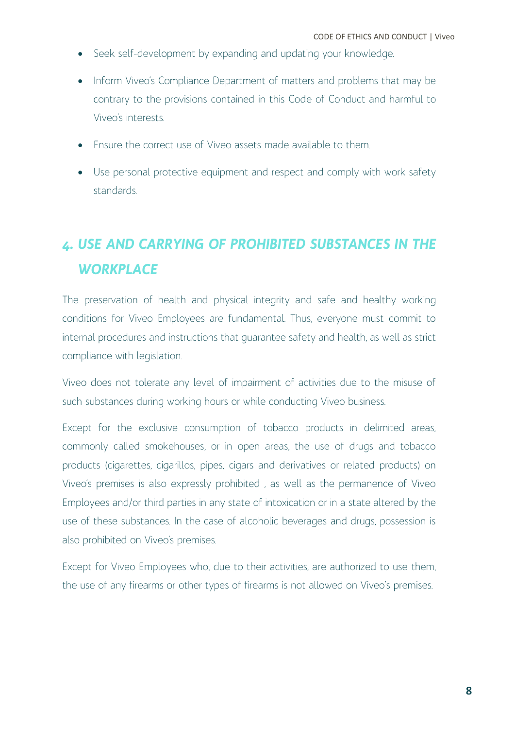- Seek self-development by expanding and updating your knowledge.
- Inform Viveo's Compliance Department of matters and problems that may be contrary to the provisions contained in this Code of Conduct and harmful to Viveo's interests.
- Ensure the correct use of Viveo assets made available to them.
- Use personal protective equipment and respect and comply with work safety standards.

## *4. USE AND CARRYING OF PROHIBITED SUBSTANCES IN THE WORKPLACE*

The preservation of health and physical integrity and safe and healthy working conditions for Viveo Employees are fundamental. Thus, everyone must commit to internal procedures and instructions that guarantee safety and health, as well as strict compliance with legislation.

Viveo does not tolerate any level of impairment of activities due to the misuse of such substances during working hours or while conducting Viveo business.

Except for the exclusive consumption of tobacco products in delimited areas, commonly called smokehouses, or in open areas, the use of drugs and tobacco products (cigarettes, cigarillos, pipes, cigars and derivatives or related products) on Viveo's premises is also expressly prohibited , as well as the permanence of Viveo Employees and/or third parties in any state of intoxication or in a state altered by the use of these substances. In the case of alcoholic beverages and drugs, possession is also prohibited on Viveo's premises.

Except for Viveo Employees who, due to their activities, are authorized to use them, the use of any firearms or other types of firearms is not allowed on Viveo's premises.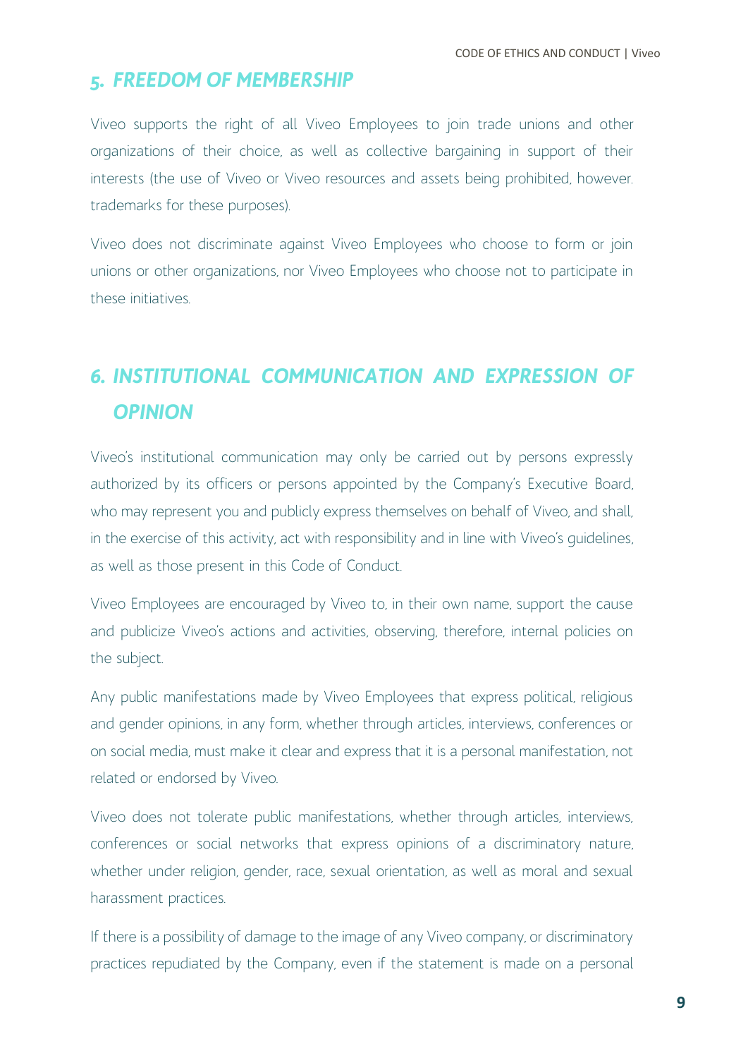## *5. FREEDOM OF MEMBERSHIP*

Viveo supports the right of all Viveo Employees to join trade unions and other organizations of their choice, as well as collective bargaining in support of their interests (the use of Viveo or Viveo resources and assets being prohibited, however. trademarks for these purposes).

Viveo does not discriminate against Viveo Employees who choose to form or join unions or other organizations, nor Viveo Employees who choose not to participate in these initiatives.

## *6. INSTITUTIONAL COMMUNICATION AND EXPRESSION OF OPINION*

Viveo's institutional communication may only be carried out by persons expressly authorized by its officers or persons appointed by the Company's Executive Board, who may represent you and publicly express themselves on behalf of Viveo, and shall, in the exercise of this activity, act with responsibility and in line with Viveo's guidelines, as well as those present in this Code of Conduct.

Viveo Employees are encouraged by Viveo to, in their own name, support the cause and publicize Viveo's actions and activities, observing, therefore, internal policies on the subject.

Any public manifestations made by Viveo Employees that express political, religious and gender opinions, in any form, whether through articles, interviews, conferences or on social media, must make it clear and express that it is a personal manifestation, not related or endorsed by Viveo.

Viveo does not tolerate public manifestations, whether through articles, interviews, conferences or social networks that express opinions of a discriminatory nature, whether under religion, gender, race, sexual orientation, as well as moral and sexual harassment practices.

If there is a possibility of damage to the image of any Viveo company, or discriminatory practices repudiated by the Company, even if the statement is made on a personal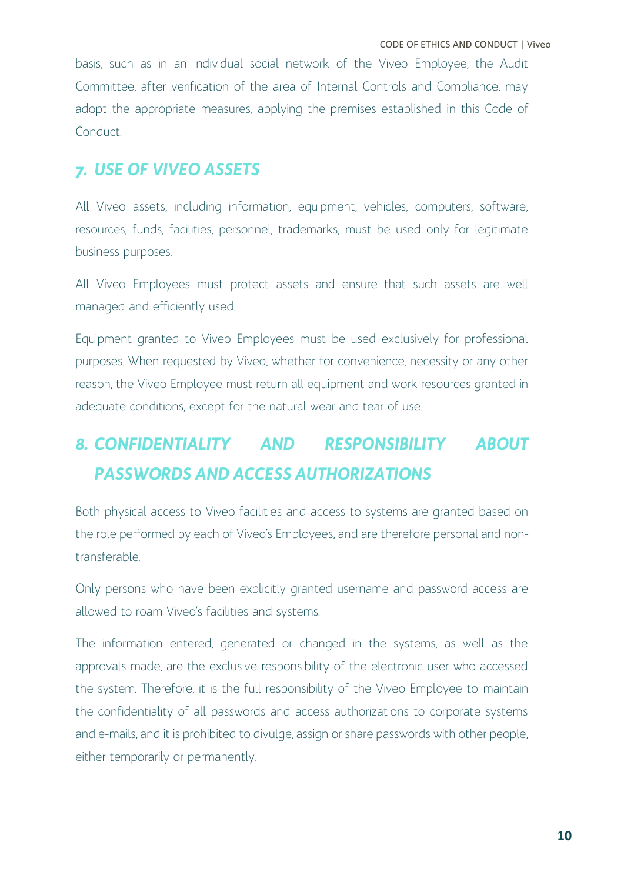basis, such as in an individual social network of the Viveo Employee, the Audit Committee, after verification of the area of Internal Controls and Compliance, may adopt the appropriate measures, applying the premises established in this Code of Conduct.

## *7. USE OF VIVEO ASSETS*

All Viveo assets, including information, equipment, vehicles, computers, software, resources, funds, facilities, personnel, trademarks, must be used only for legitimate business purposes.

All Viveo Employees must protect assets and ensure that such assets are well managed and efficiently used.

Equipment granted to Viveo Employees must be used exclusively for professional purposes. When requested by Viveo, whether for convenience, necessity or any other reason, the Viveo Employee must return all equipment and work resources granted in adequate conditions, except for the natural wear and tear of use.

## *8. CONFIDENTIALITY AND RESPONSIBILITY ABOUT PASSWORDS AND ACCESS AUTHORIZATIONS*

Both physical access to Viveo facilities and access to systems are granted based on the role performed by each of Viveo's Employees, and are therefore personal and non-transferable.

Only persons who have been explicitly granted username and password access are allowed to roam Viveo's facilities and systems.

The information entered, generated or changed in the systems, as well as the approvals made, are the exclusive responsibility of the electronic user who accessed the system. Therefore, it is the full responsibility of the Viveo Employee to maintain the confidentiality of all passwords and access authorizations to corporate systems and e-mails, and it is prohibited to divulge, assign or share passwords with other people, either temporarily or permanently.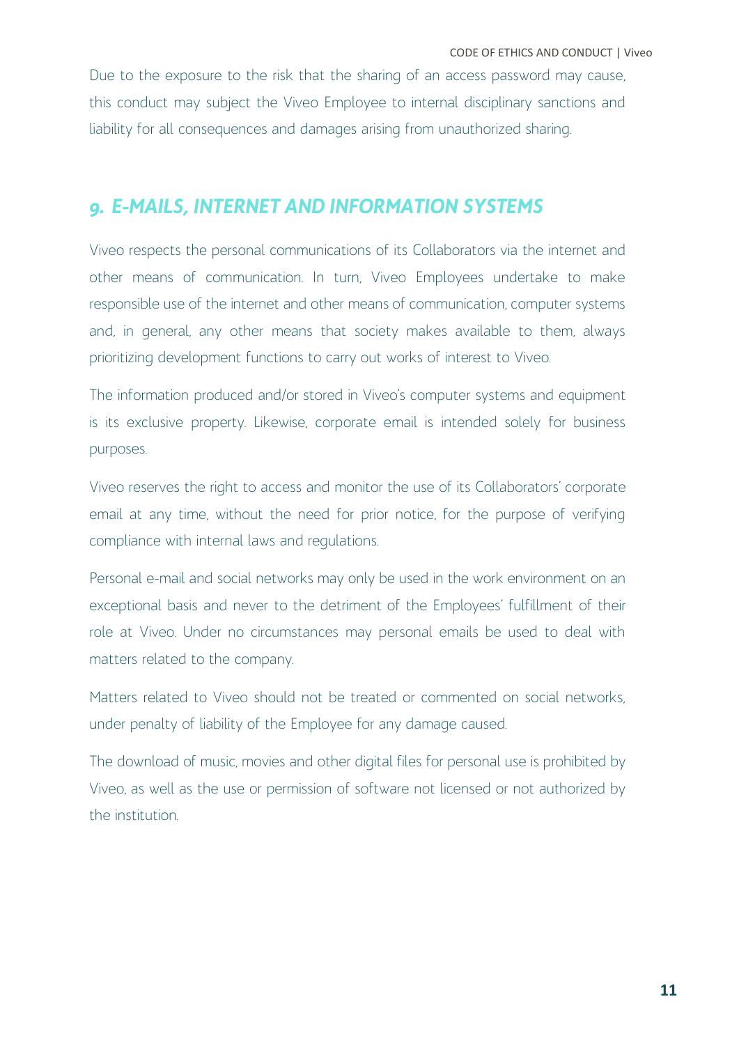Due to the exposure to the risk that the sharing of an access password may cause, this conduct may subject the Viveo Employee to internal disciplinary sanctions and liability for all consequences and damages arising from unauthorized sharing.

## *9. E-MAILS, INTERNET AND INFORMATION SYSTEMS*

Viveo respects the personal communications of its Collaborators via the internet and other means of communication. In turn, Viveo Employees undertake to make responsible use of the internet and other means of communication, computer systems and, in general, any other means that society makes available to them, always prioritizing development functions to carry out works of interest to Viveo.

The information produced and/or stored in Viveo's computer systems and equipment is its exclusive property. Likewise, corporate email is intended solely for business purposes.

Viveo reserves the right to access and monitor the use of its Collaborators' corporate email at any time, without the need for prior notice, for the purpose of verifying compliance with internal laws and regulations.

Personal e-mail and social networks may only be used in the work environment on an exceptional basis and never to the detriment of the Employees' fulfillment of their role at Viveo. Under no circumstances may personal emails be used to deal with matters related to the company.

Matters related to Viveo should not be treated or commented on social networks, under penalty of liability of the Employee for any damage caused.

The download of music, movies and other digital files for personal use is prohibited by Viveo, as well as the use or permission of software not licensed or not authorized by the institution.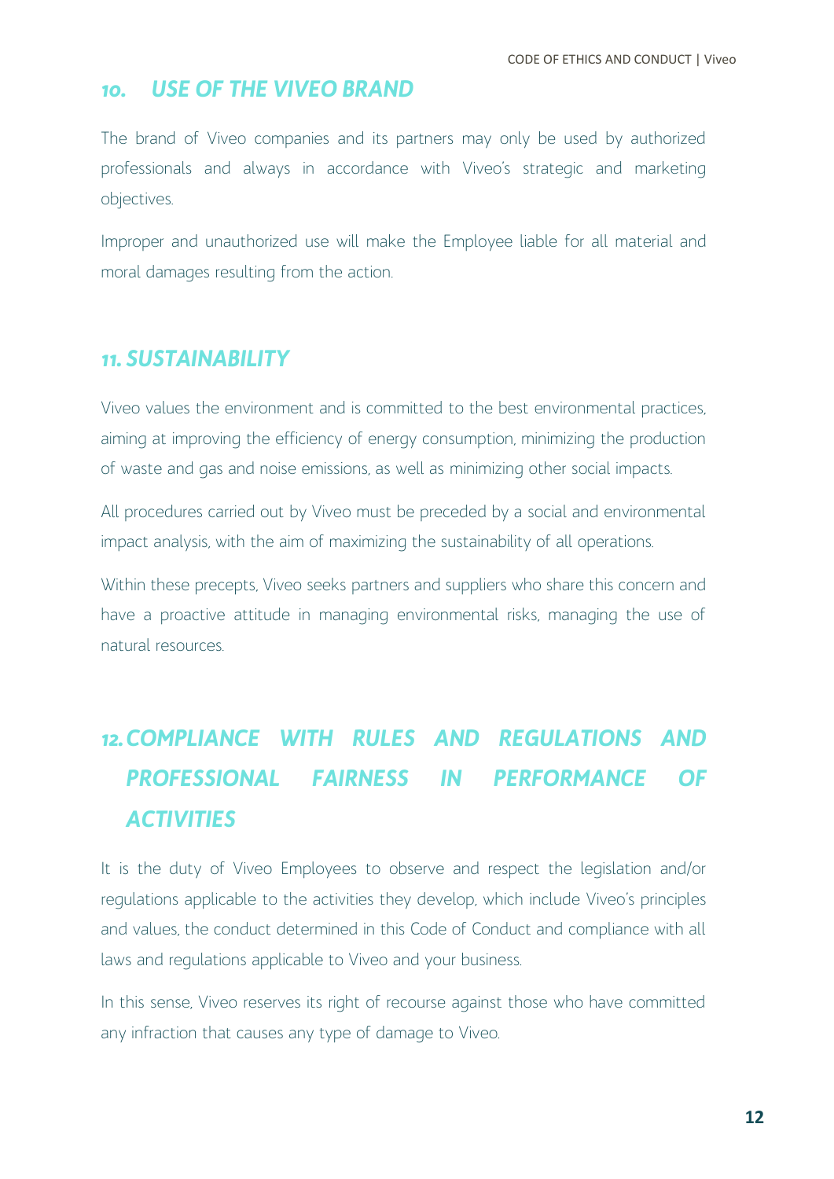## *10. USE OF THE VIVEO BRAND*

The brand of Viveo companies and its partners may only be used by authorized professionals and always in accordance with Viveo's strategic and marketing objectives.

Improper and unauthorized use will make the Employee liable for all material and moral damages resulting from the action.

## *11. SUSTAINABILITY*

Viveo values the environment and is committed to the best environmental practices, aiming at improving the efficiency of energy consumption, minimizing the production of waste and gas and noise emissions, as well as minimizing other social impacts.

All procedures carried out by Viveo must be preceded by a social and environmental impact analysis, with the aim of maximizing the sustainability of all operations.

Within these precepts, Viveo seeks partners and suppliers who share this concern and have a proactive attitude in managing environmental risks, managing the use of natural resources.

## *12. COMPLIANCE WITH RULES AND REGULATIONS AND PROFESSIONAL FAIRNESS IN PERFORMANCE OF ACTIVITIES*

It is the duty of Viveo Employees to observe and respect the legislation and/or regulations applicable to the activities they develop, which include Viveo's principles and values, the conduct determined in this Code of Conduct and compliance with all laws and regulations applicable to Viveo and your business.

In this sense, Viveo reserves its right of recourse against those who have committed any infraction that causes any type of damage to Viveo.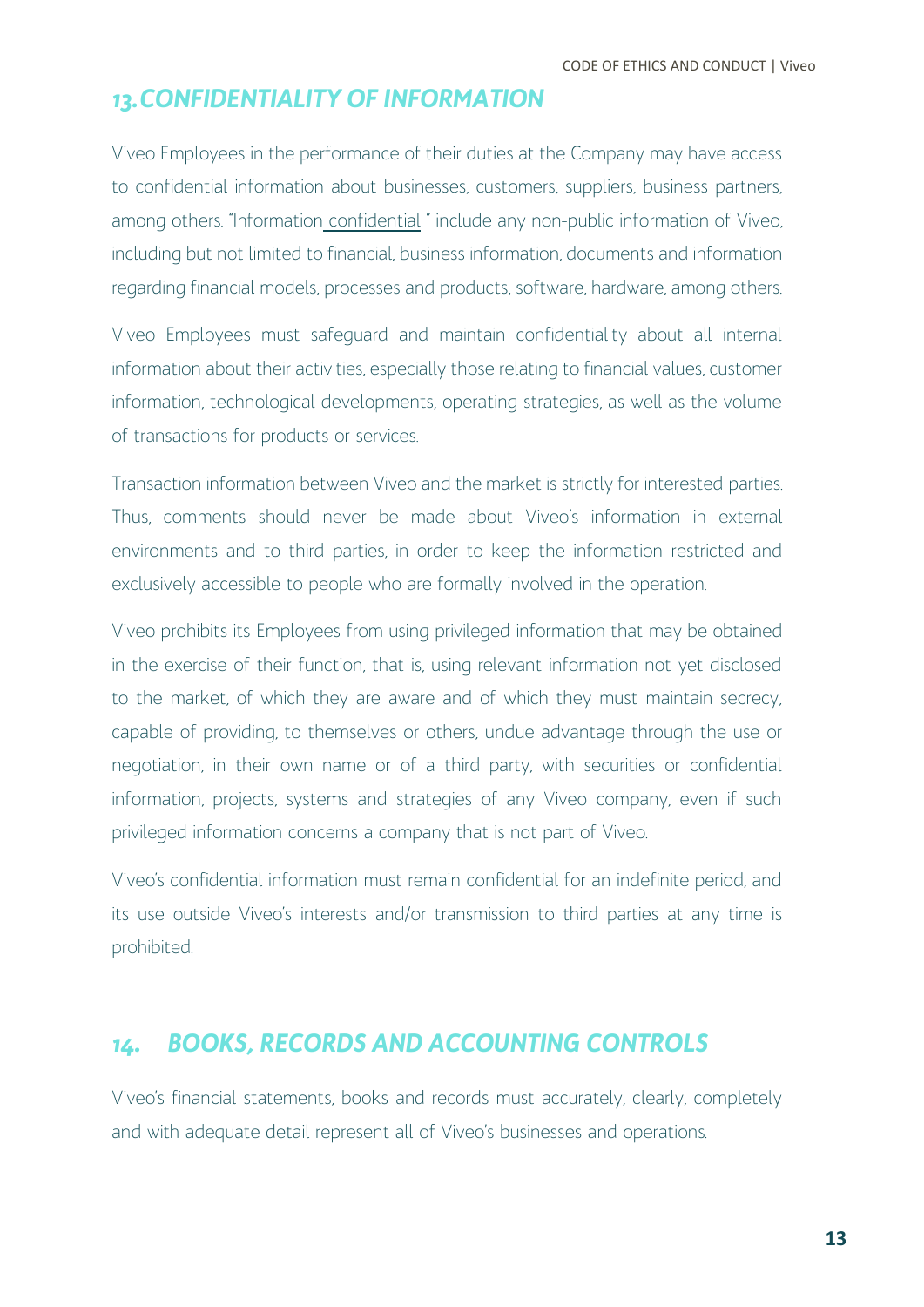## *13.CONFIDENTIALITY OF INFORMATION*

Viveo Employees in the performance of their duties at the Company may have access to confidential information about businesses, customers, suppliers, business partners, among others. "Information confidential " include any non-public information of Viveo, including but not limited to financial, business information, documents and information regarding financial models, processes and products, software, hardware, among others.

Viveo Employees must safeguard and maintain confidentiality about all internal information about their activities, especially those relating to financial values, customer information, technological developments, operating strategies, as well as the volume of transactions for products or services.

Transaction information between Viveo and the market is strictly for interested parties. Thus, comments should never be made about Viveo's information in external environments and to third parties, in order to keep the information restricted and exclusively accessible to people who are formally involved in the operation.

Viveo prohibits its Employees from using privileged information that may be obtained in the exercise of their function, that is, using relevant information not yet disclosed to the market, of which they are aware and of which they must maintain secrecy, capable of providing, to themselves or others, undue advantage through the use or negotiation, in their own name or of a third party, with securities or confidential information, projects, systems and strategies of any Viveo company, even if such privileged information concerns a company that is not part of Viveo.

Viveo's confidential information must remain confidential for an indefinite period, and its use outside Viveo's interests and/or transmission to third parties at any time is prohibited.

## *14. BOOKS, RECORDS AND ACCOUNTING CONTROLS*

Viveo's financial statements, books and records must accurately, clearly, completely and with adequate detail represent all of Viveo's businesses and operations.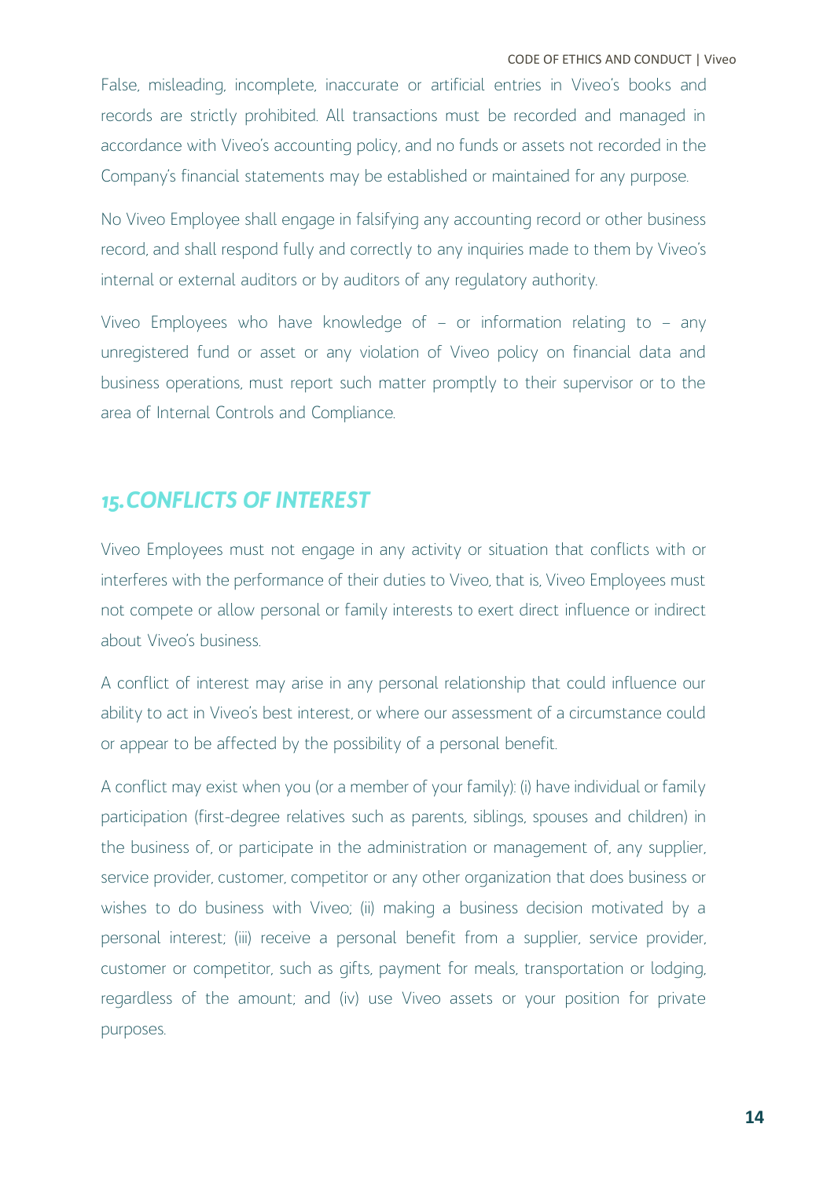False, misleading, incomplete, inaccurate or artificial entries in Viveo's books and records are strictly prohibited. All transactions must be recorded and managed in accordance with Viveo's accounting policy, and no funds or assets not recorded in the Company's financial statements may be established or maintained for any purpose.

No Viveo Employee shall engage in falsifying any accounting record or other business record, and shall respond fully and correctly to any inquiries made to them by Viveo's internal or external auditors or by auditors of any regulatory authority.

Viveo Employees who have knowledge of – or information relating to – any unregistered fund or asset or any violation of Viveo policy on financial data and business operations, must report such matter promptly to their supervisor or to the area of Internal Controls and Compliance.

## *15. CONFLICTS OF INTEREST*

Viveo Employees must not engage in any activity or situation that conflicts with or interferes with the performance of their duties to Viveo, that is, Viveo Employees must not compete or allow personal or family interests to exert direct influence or indirect about Viveo's business.

A conflict of interest may arise in any personal relationship that could influence our ability to act in Viveo's best interest, or where our assessment of a circumstance could or appear to be affected by the possibility of a personal benefit.

A conflict may exist when you (or a member of your family): (i) have individual or family participation (first-degree relatives such as parents, siblings, spouses and children) in the business of, or participate in the administration or management of, any supplier, service provider, customer, competitor or any other organization that does business or wishes to do business with Viveo; (ii) making a business decision motivated by a personal interest; (iii) receive a personal benefit from a supplier, service provider, customer or competitor, such as gifts, payment for meals, transportation or lodging, regardless of the amount; and (iv) use Viveo assets or your position for private purposes.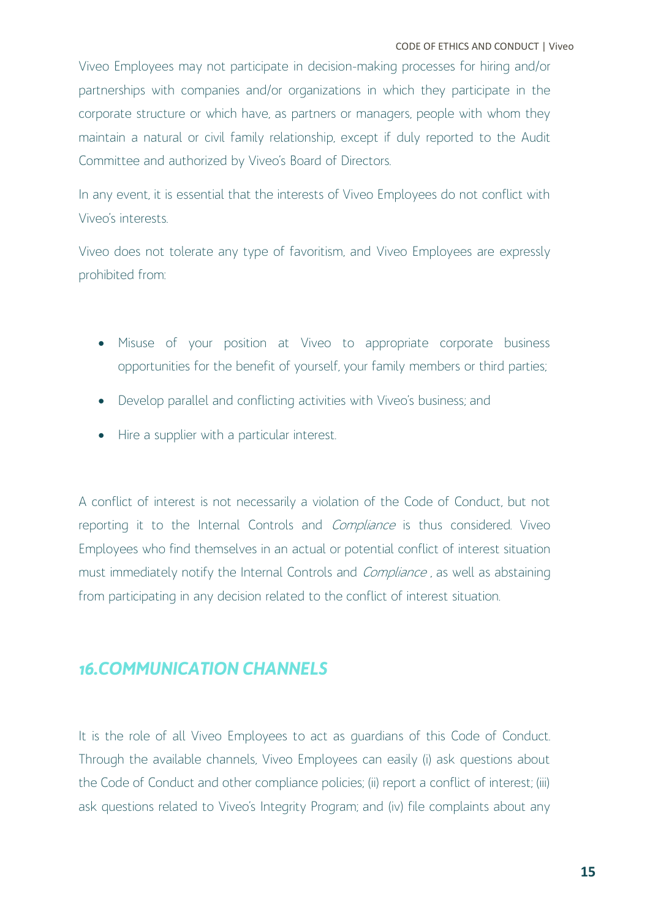Viveo Employees may not participate in decision-making processes for hiring and/or partnerships with companies and/or organizations in which they participate in the corporate structure or which have, as partners or managers, people with whom they maintain a natural or civil family relationship, except if duly reported to the Audit Committee and authorized by Viveo's Board of Directors.

In any event, it is essential that the interests of Viveo Employees do not conflict with Viveo's interests.

Viveo does not tolerate any type of favoritism, and Viveo Employees are expressly prohibited from:

- Misuse of your position at Viveo to appropriate corporate business opportunities for the benefit of yourself, your family members or third parties;
- Develop parallel and conflicting activities with Viveo's business; and
- Hire a supplier with a particular interest.

A conflict of interest is not necessarily a violation of the Code of Conduct, but not reporting it to the Internal Controls and *Compliance* is thus considered. Viveo Employees who find themselves in an actual or potential conflict of interest situation must immediately notify the Internal Controls and *Compliance* , as well as abstaining from participating in any decision related to the conflict of interest situation.

## *16.COMMUNICATION CHANNELS*

It is the role of all Viveo Employees to act as guardians of this Code of Conduct. Through the available channels, Viveo Employees can easily (i) ask questions about the Code of Conduct and other compliance policies; (ii) report a conflict of interest; (iii) ask questions related to Viveo's Integrity Program; and (iv) file complaints about any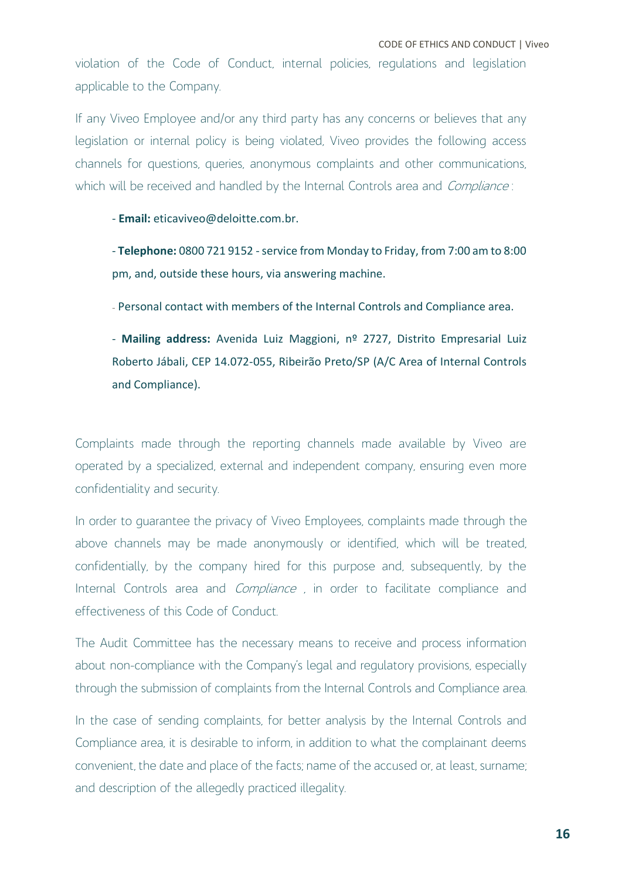violation of the Code of Conduct, internal policies, regulations and legislation applicable to the Company.

If any Viveo Employee and/or any third party has any concerns or believes that any legislation or internal policy is being violated, Viveo provides the following access channels for questions, queries, anonymous complaints and other communications, which will be received and handled by the Internal Controls area and *Compliance* :

- **Email:** eticaviveo@deloitte.com.br.

- **Telephone:** 0800 721 9152 - service from Monday to Friday, from 7:00 am to 8:00 pm, and, outside these hours, via answering machine.

- Personal contact with members of the Internal Controls and Compliance area.

- **Mailing address:** Avenida Luiz Maggioni, nº 2727, Distrito Empresarial Luiz Roberto Jábali, CEP 14.072-055, Ribeirão Preto/SP (A/C Area of Internal Controls and Compliance).

Complaints made through the reporting channels made available by Viveo are operated by a specialized, external and independent company, ensuring even more confidentiality and security.

In order to guarantee the privacy of Viveo Employees, complaints made through the above channels may be made anonymously or identified, which will be treated, confidentially, by the company hired for this purpose and, subsequently, by the Internal Controls area and *Compliance* , in order to facilitate compliance and effectiveness of this Code of Conduct.

The Audit Committee has the necessary means to receive and process information about non-compliance with the Company's legal and regulatory provisions, especially through the submission of complaints from the Internal Controls and Compliance area.

In the case of sending complaints, for better analysis by the Internal Controls and Compliance area, it is desirable to inform, in addition to what the complainant deems convenient, the date and place of the facts; name of the accused or, at least, surname; and description of the allegedly practiced illegality.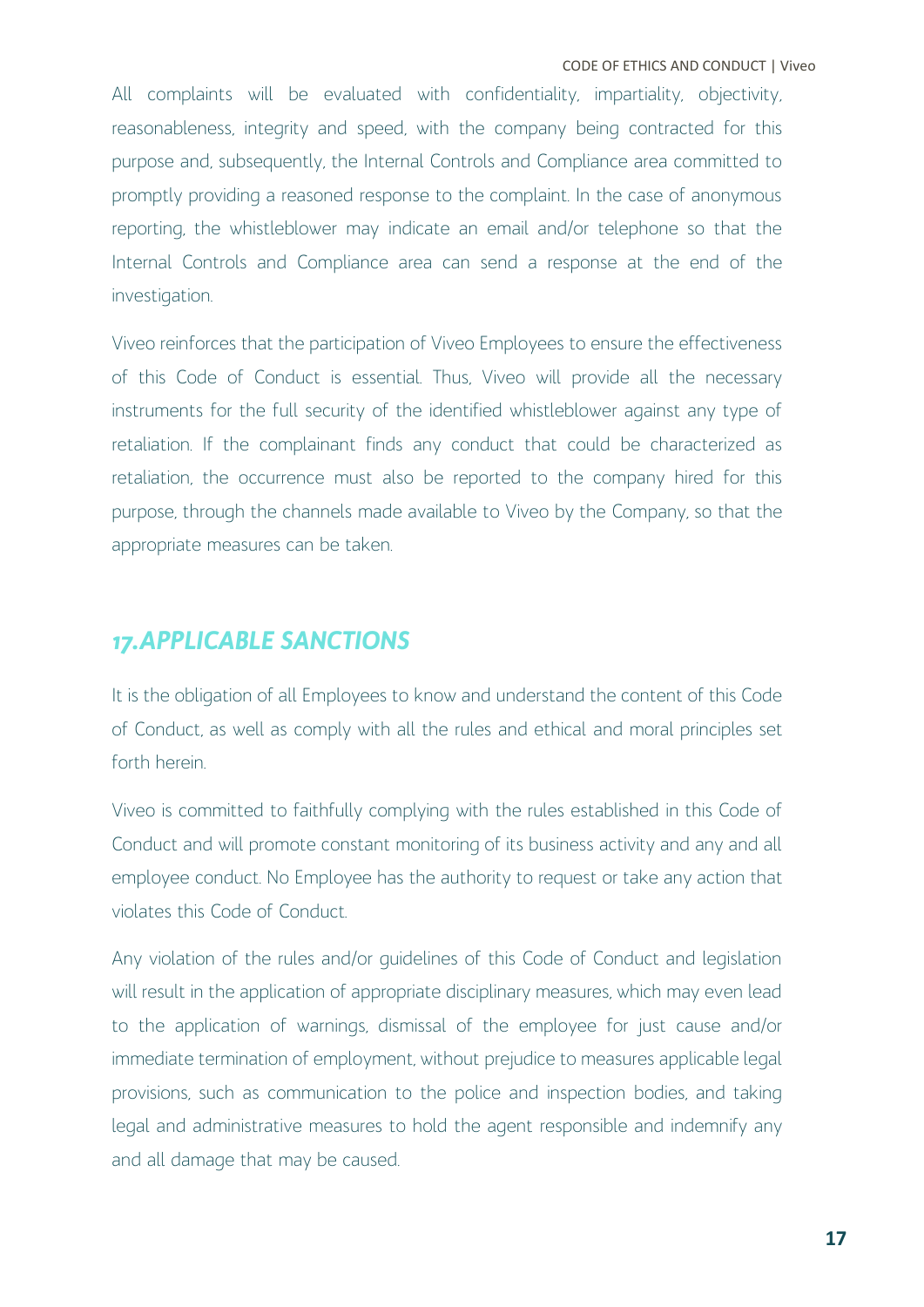All complaints will be evaluated with confidentiality, impartiality, objectivity, reasonableness, integrity and speed, with the company being contracted for this purpose and, subsequently, the Internal Controls and Compliance area committed to promptly providing a reasoned response to the complaint. In the case of anonymous reporting, the whistleblower may indicate an email and/or telephone so that the Internal Controls and Compliance area can send a response at the end of the investigation.

Viveo reinforces that the participation of Viveo Employees to ensure the effectiveness of this Code of Conduct is essential. Thus, Viveo will provide all the necessary instruments for the full security of the identified whistleblower against any type of retaliation. If the complainant finds any conduct that could be characterized as retaliation, the occurrence must also be reported to the company hired for this purpose, through the channels made available to Viveo by the Company, so that the appropriate measures can be taken.

## *17.APPLICABLE SANCTIONS*

It is the obligation of all Employees to know and understand the content of this Code of Conduct, as well as comply with all the rules and ethical and moral principles set forth herein.

Viveo is committed to faithfully complying with the rules established in this Code of Conduct and will promote constant monitoring of its business activity and any and all employee conduct. No Employee has the authority to request or take any action that violates this Code of Conduct.

Any violation of the rules and/or guidelines of this Code of Conduct and legislation will result in the application of appropriate disciplinary measures, which may even lead to the application of warnings, dismissal of the employee for just cause and/or immediate termination of employment, without prejudice to measures applicable legal provisions, such as communication to the police and inspection bodies, and taking legal and administrative measures to hold the agent responsible and indemnify any and all damage that may be caused.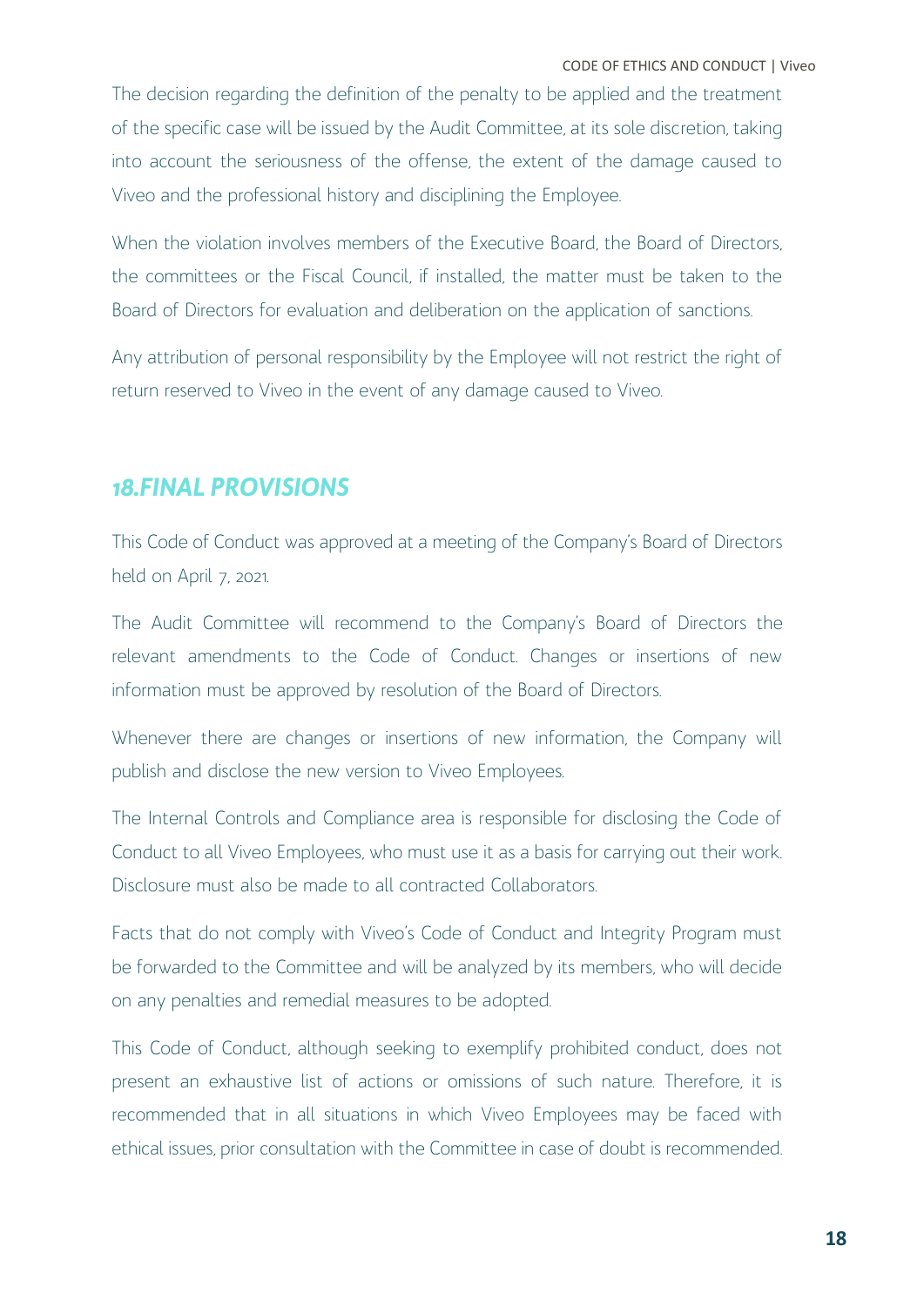The decision regarding the definition of the penalty to be applied and the treatment of the specific case will be issued by the Audit Committee, at its sole discretion, taking into account the seriousness of the offense, the extent of the damage caused to Viveo and the professional history and disciplining the Employee.

When the violation involves members of the Executive Board, the Board of Directors, the committees or the Fiscal Council, if installed, the matter must be taken to the Board of Directors for evaluation and deliberation on the application of sanctions.

Any attribution of personal responsibility by the Employee will not restrict the right of return reserved to Viveo in the event of any damage caused to Viveo.

## *18.FINAL PROVISIONS*

This Code of Conduct was approved at a meeting of the Company's Board of Directors held on April 7, 2021.

The Audit Committee will recommend to the Company's Board of Directors the relevant amendments to the Code of Conduct. Changes or insertions of new information must be approved by resolution of the Board of Directors.

Whenever there are changes or insertions of new information, the Company will publish and disclose the new version to Viveo Employees.

The Internal Controls and Compliance area is responsible for disclosing the Code of Conduct to all Viveo Employees, who must use it as a basis for carrying out their work. Disclosure must also be made to all contracted Collaborators.

Facts that do not comply with Viveo's Code of Conduct and Integrity Program must be forwarded to the Committee and will be analyzed by its members, who will decide on any penalties and remedial measures to be adopted.

This Code of Conduct, although seeking to exemplify prohibited conduct, does not present an exhaustive list of actions or omissions of such nature. Therefore, it is recommended that in all situations in which Viveo Employees may be faced with ethical issues, prior consultation with the Committee in case of doubt is recommended.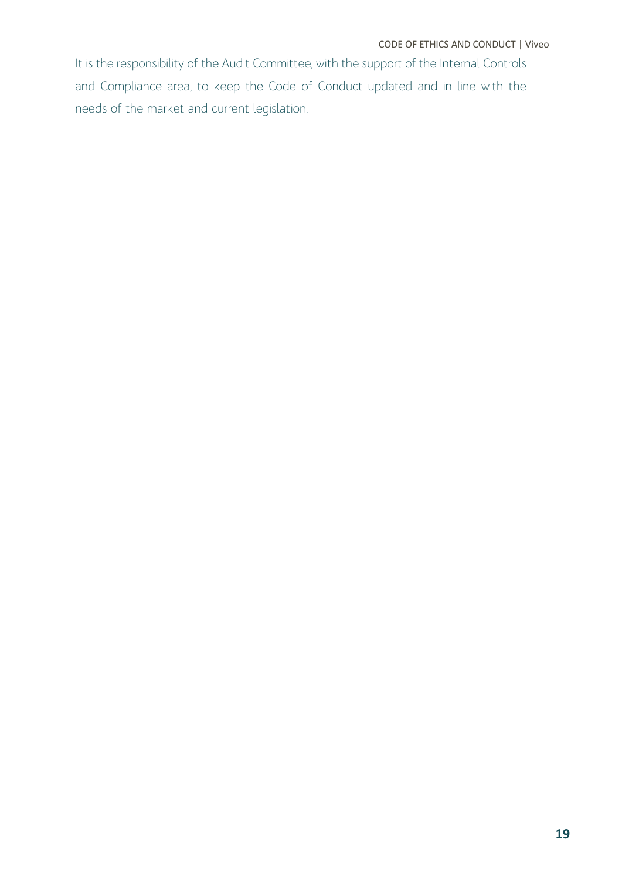It is the responsibility of the Audit Committee, with the support of the Internal Controls and Compliance area, to keep the Code of Conduct updated and in line with the needs of the market and current legislation.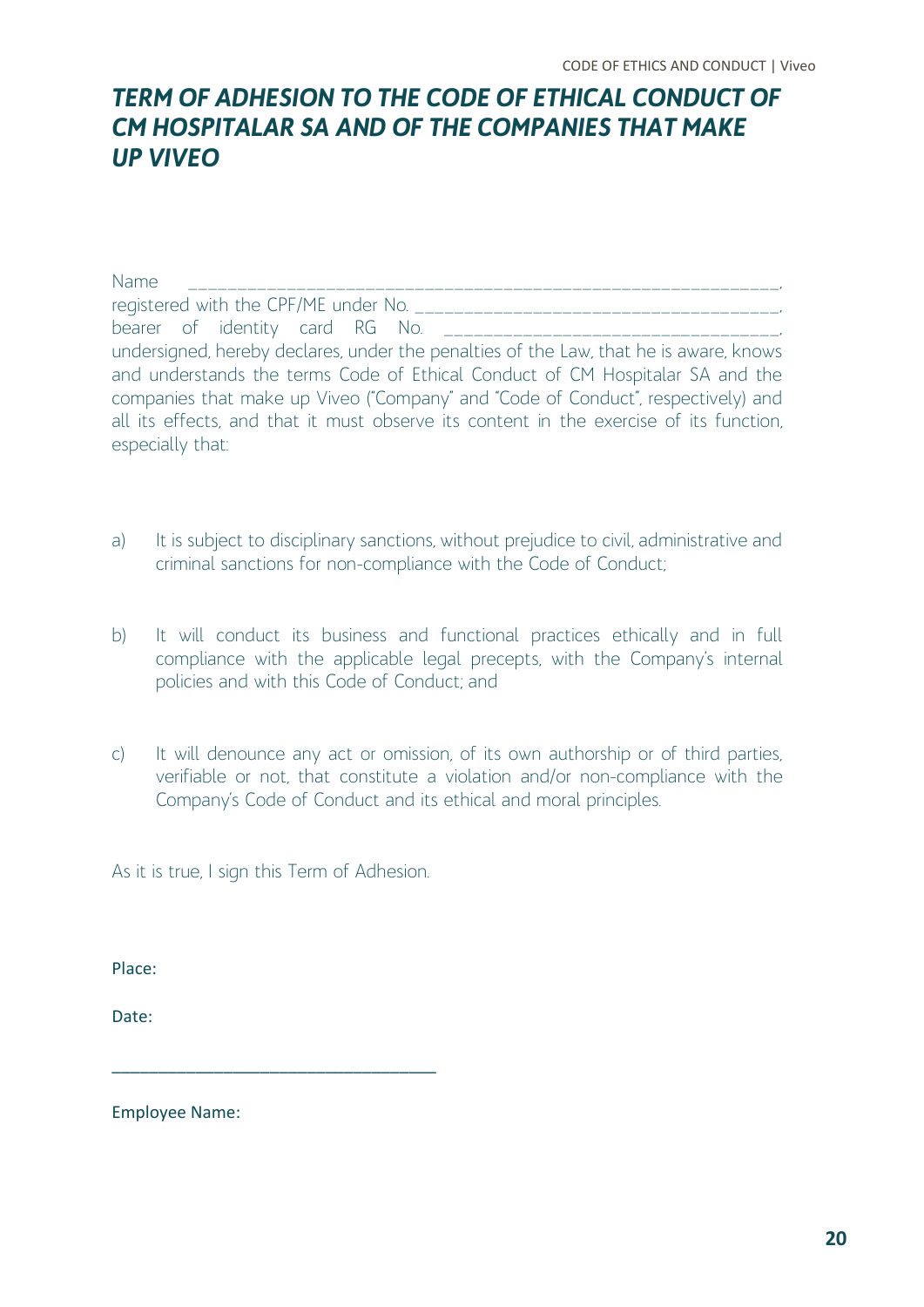# *TERM OF ADHESION TO THE CODE OF ETHICAL CONDUCT OF CM HOSPITALAR SA AND OF THE COMPANIES THAT MAKE UP VIVEO*

Name \_\_\_\_\_\_\_\_\_\_\_\_\_\_\_\_\_\_\_\_\_\_\_\_\_\_\_\_\_\_\_\_\_\_\_\_\_\_\_\_\_\_\_\_\_\_\_\_\_\_\_\_\_\_\_\_\_\_\_\_\_\_, registered with the CPF/ME under No. \_\_\_\_\_\_\_\_\_\_\_\_\_\_\_\_\_\_\_\_\_\_\_\_\_\_\_\_\_\_\_\_\_\_\_\_\_\_, bearer of identity card RG No. \_\_\_\_\_\_\_\_\_\_\_\_\_\_\_\_\_\_\_\_\_\_\_\_\_\_\_\_\_\_\_\_\_\_, undersigned, hereby declares, under the penalties of the Law, that he is aware, knows and understands the terms Code of Ethical Conduct of CM Hospitalar SA and the companies that make up Viveo ("Company" and "Code of Conduct", respectively) and all its effects, and that it must observe its content in the exercise of its function, especially that:

a) It is subject to disciplinary sanctions, without prejudice to civil, administrative and criminal sanctions for non-compliance with the Code of Conduct;

b) It will conduct its business and functional practices ethically and in full compliance with the applicable legal precepts, with the Company's internal policies and with this Code of Conduct; and

c) It will denounce any act or omission, of its own authorship or of third parties, verifiable or not, that constitute a violation and/or non-compliance with the Company's Code of Conduct and its ethical and moral principles.

As it is true, I sign this Term of Adhesion.

Place:

Date:

\_\_\_\_\_\_\_\_\_\_\_\_\_\_\_\_\_\_\_\_\_\_\_\_\_\_\_\_\_\_\_\_\_\_\_\_\_\_

Employee Name: